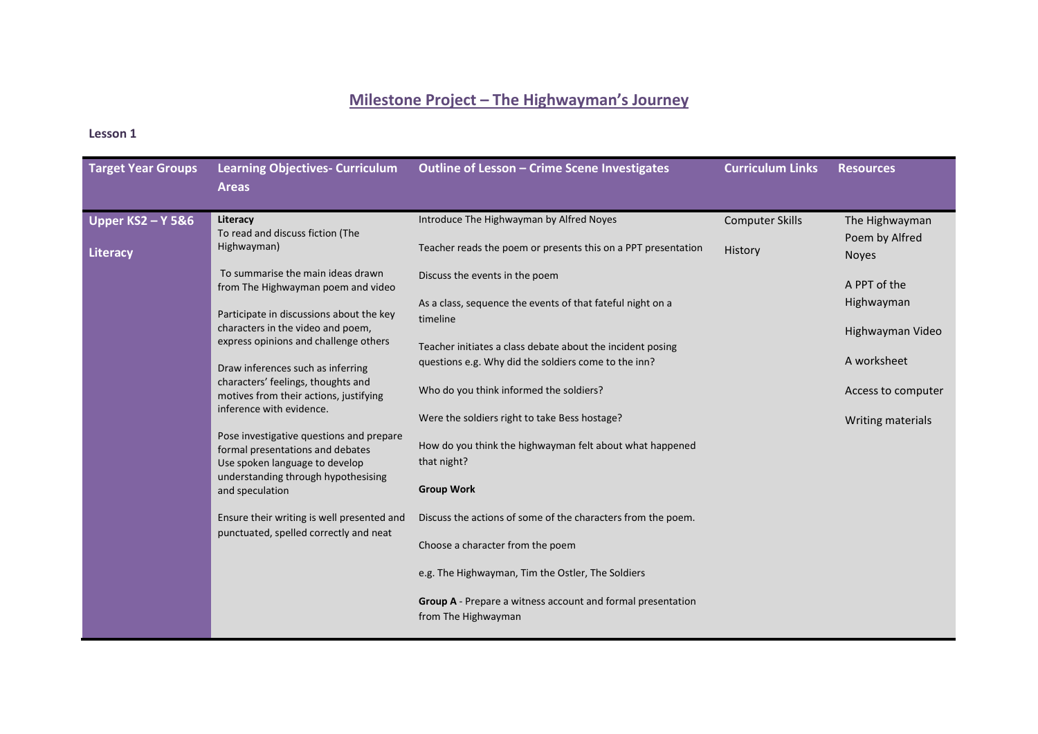# Milestone Project – The Highwayman's Journey

**Lesson 1**

| Target Year Groups | Learning Objectives- Curriculum Areas | Outline of Lesson – Crime Scene Investigates | Curriculum Links | Resources |
|---|---|---|---|---|
| **Upper KS2 – Y 5&6**<br><br>**Literacy** | **Literacy**<br>To read and discuss fiction (The Highwayman)<br><br>To summarise the main ideas drawn from The Highwayman poem and video<br><br>Participate in discussions about the key characters in the video and poem, express opinions and challenge others<br><br>Draw inferences such as inferring characters' feelings, thoughts and motives from their actions, justifying inference with evidence.<br><br>Pose investigative questions and prepare formal presentations and debates<br>Use spoken language to develop understanding through hypothesising and speculation<br><br>Ensure their writing is well presented and punctuated, spelled correctly and neat | Introduce The Highwayman by Alfred Noyes<br><br>Teacher reads the poem or presents this on a PPT presentation<br><br>Discuss the events in the poem<br><br>As a class, sequence the events of that fateful night on a timeline<br><br>Teacher initiates a class debate about the incident posing questions e.g. Why did the soldiers come to the inn?<br><br>Who do you think informed the soldiers?<br><br>Were the soldiers right to take Bess hostage?<br><br>How do you think the highwayman felt about what happened that night?<br><br>**Group Work**<br><br>Discuss the actions of some of the characters from the poem.<br><br>Choose a character from the poem<br><br>e.g. The Highwayman, Tim the Ostler, The Soldiers<br><br>**Group A** - Prepare a witness account and formal presentation from The Highwayman | Computer Skills<br><br>History | The Highwayman Poem by Alfred Noyes<br><br>A PPT of the Highwayman<br><br>Highwayman Video<br><br>A worksheet<br><br>Access to computer<br><br>Writing materials |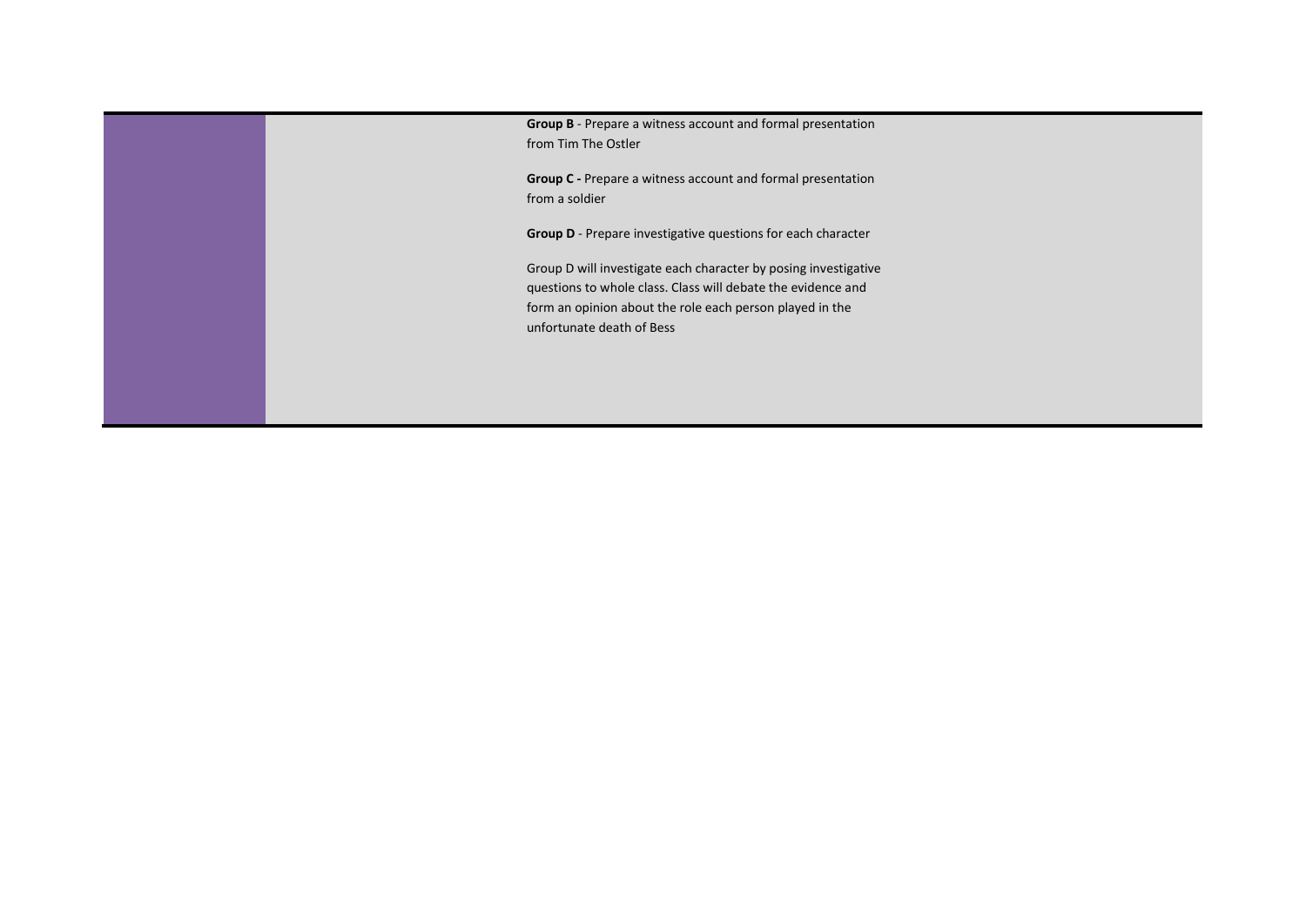**Group B** - Prepare a witness account and formal presentation from Tim The Ostler

**Group C -** Prepare a witness account and formal presentation from a soldier

**Group D** - Prepare investigative questions for each character

Group D will investigate each character by posing investigative questions to whole class. Class will debate the evidence and form an opinion about the role each person played in the unfortunate death of Bess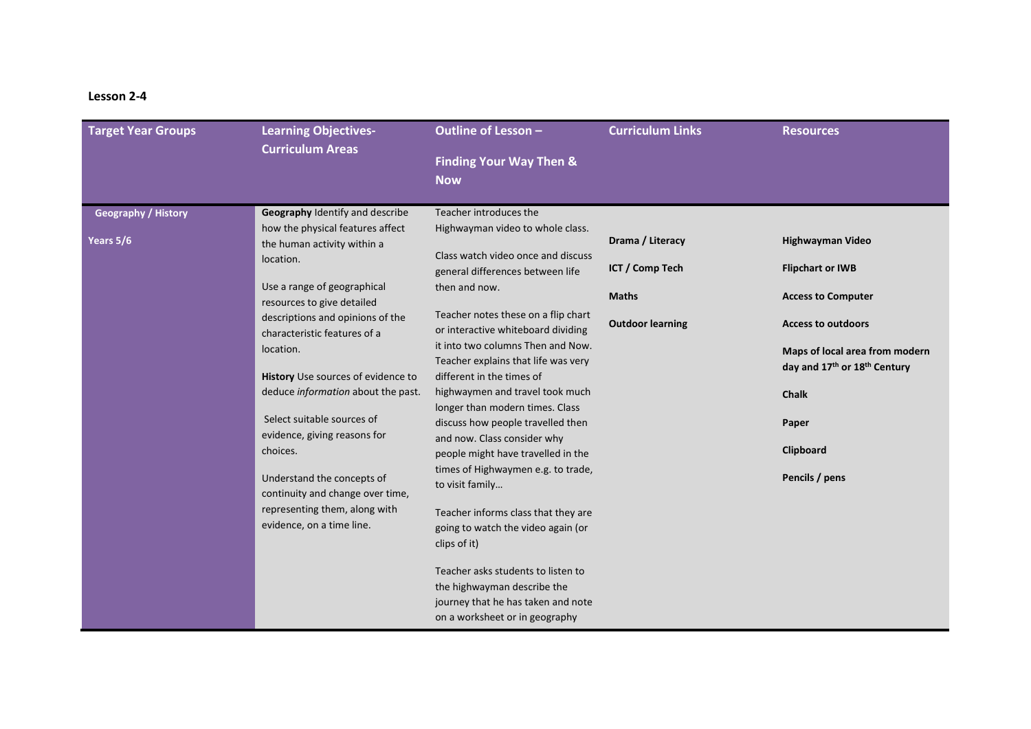**Lesson 2-4**

| Target Year Groups | Learning Objectives- Curriculum Areas | Outline of Lesson – Finding Your Way Then & Now | Curriculum Links | Resources |
|---|---|---|---|---|
| **Geography / History**<br><br>**Years 5/6** | **Geography** Identify and describe how the physical features affect the human activity within a location.<br><br>Use a range of geographical resources to give detailed descriptions and opinions of the characteristic features of a location.<br><br>**History** Use sources of evidence to deduce *information* about the past.<br><br>Select suitable sources of evidence, giving reasons for choices.<br><br>Understand the concepts of continuity and change over time, representing them, along with evidence, on a time line. | Teacher introduces the Highwayman video to whole class.<br><br>Class watch video once and discuss general differences between life then and now.<br><br>Teacher notes these on a flip chart or interactive whiteboard dividing it into two columns Then and Now. Teacher explains that life was very different in the times of highwaymen and travel took much longer than modern times. Class discuss how people travelled then and now. Class consider why people might have travelled in the times of Highwaymen e.g. to trade, to visit family…<br><br>Teacher informs class that they are going to watch the video again (or clips of it)<br><br>Teacher asks students to listen to the highwayman describe the journey that he has taken and note on a worksheet or in geography | **Drama / Literacy**<br><br>**ICT / Comp Tech**<br><br>**Maths**<br><br>**Outdoor learning** | **Highwayman Video**<br><br>**Flipchart or IWB**<br><br>**Access to Computer**<br><br>**Access to outdoors**<br><br>**Maps of local area from modern day and 17th or 18th Century**<br><br>**Chalk**<br><br>**Paper**<br><br>**Clipboard**<br><br>**Pencils / pens** |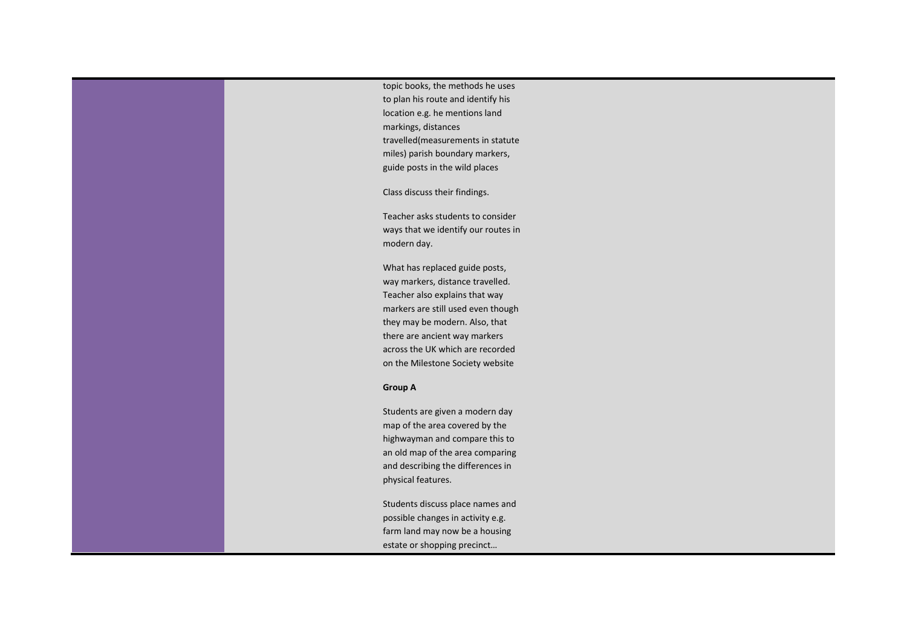topic books, the methods he uses to plan his route and identify his location e.g. he mentions land markings, distances travelled(measurements in statute miles) parish boundary markers, guide posts in the wild places

Class discuss their findings.

Teacher asks students to consider ways that we identify our routes in modern day.

What has replaced guide posts, way markers, distance travelled. Teacher also explains that way markers are still used even though they may be modern. Also, that there are ancient way markers across the UK which are recorded on the Milestone Society website

**Group A**

Students are given a modern day map of the area covered by the highwayman and compare this to an old map of the area comparing and describing the differences in physical features.

Students discuss place names and possible changes in activity e.g. farm land may now be a housing estate or shopping precinct…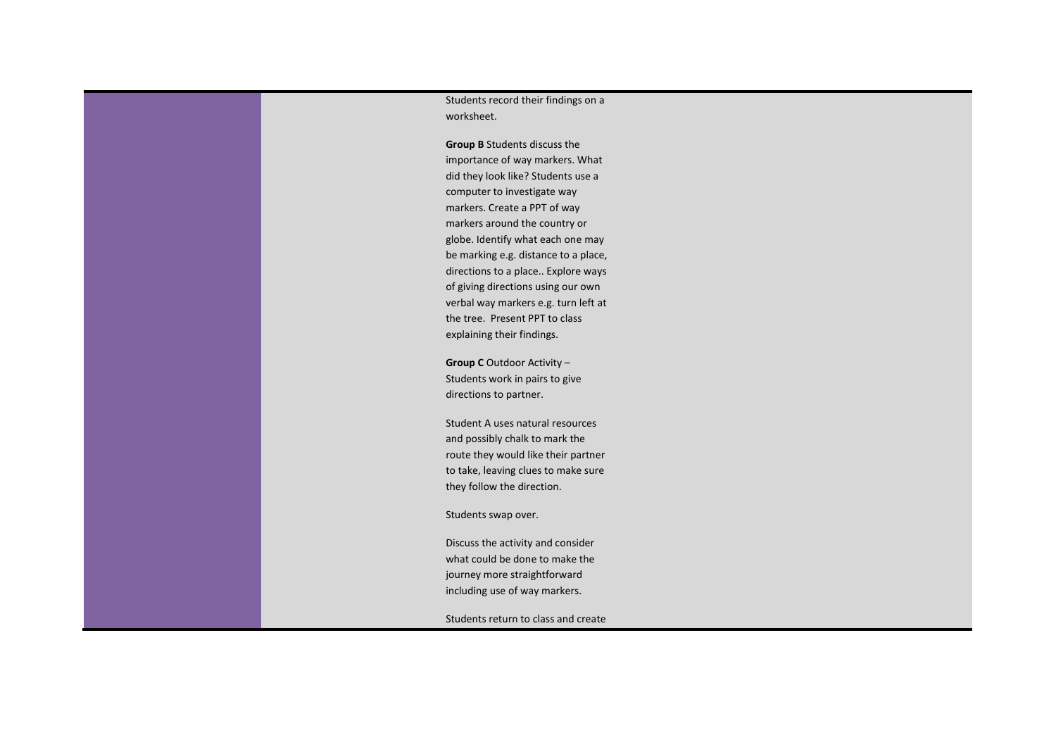Students record their findings on a worksheet.

**Group B** Students discuss the importance of way markers. What did they look like? Students use a computer to investigate way markers. Create a PPT of way markers around the country or globe. Identify what each one may be marking e.g. distance to a place, directions to a place.. Explore ways of giving directions using our own verbal way markers e.g. turn left at the tree. Present PPT to class explaining their findings.

**Group C** Outdoor Activity – Students work in pairs to give directions to partner.

Student A uses natural resources and possibly chalk to mark the route they would like their partner to take, leaving clues to make sure they follow the direction.

Students swap over.

Discuss the activity and consider what could be done to make the journey more straightforward including use of way markers.

Students return to class and create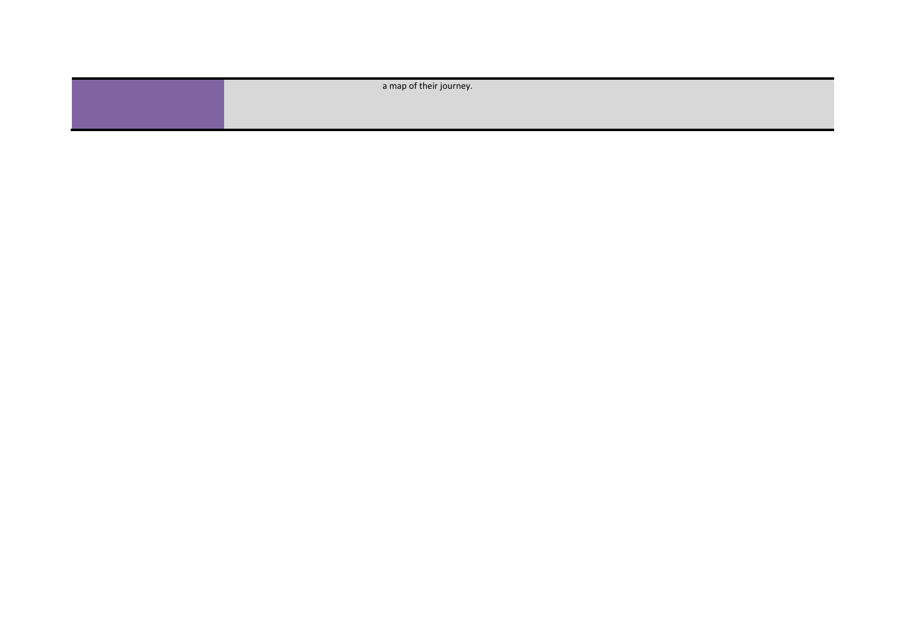| | |
|---|---|
| | a map of their journey. |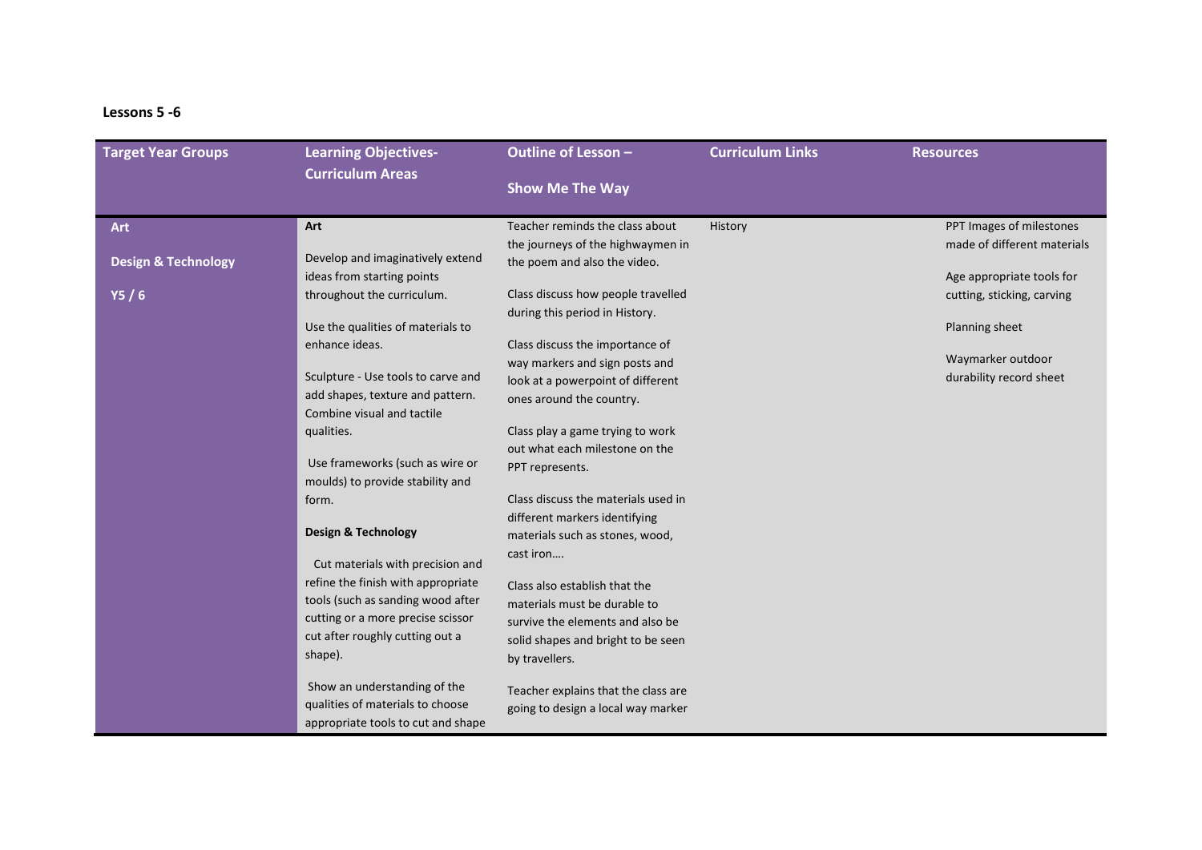**Lessons 5 -6**

| Target Year Groups | Learning Objectives- Curriculum Areas | Outline of Lesson – Show Me The Way | Curriculum Links | Resources |
|---|---|---|---|---|
| **Art**<br><br>**Design & Technology**<br><br>**Y5 / 6** | **Art**<br><br>Develop and imaginatively extend ideas from starting points throughout the curriculum.<br><br>Use the qualities of materials to enhance ideas.<br><br>Sculpture - Use tools to carve and add shapes, texture and pattern. Combine visual and tactile qualities.<br><br>Use frameworks (such as wire or moulds) to provide stability and form.<br><br>**Design & Technology**<br><br>Cut materials with precision and refine the finish with appropriate tools (such as sanding wood after cutting or a more precise scissor cut after roughly cutting out a shape).<br><br>Show an understanding of the qualities of materials to choose appropriate tools to cut and shape | Teacher reminds the class about the journeys of the highwaymen in the poem and also the video.<br><br>Class discuss how people travelled during this period in History.<br><br>Class discuss the importance of way markers and sign posts and look at a powerpoint of different ones around the country.<br><br>Class play a game trying to work out what each milestone on the PPT represents.<br><br>Class discuss the materials used in different markers identifying materials such as stones, wood, cast iron….<br><br>Class also establish that the materials must be durable to survive the elements and also be solid shapes and bright to be seen by travellers.<br><br>Teacher explains that the class are going to design a local way marker | History | PPT Images of milestones made of different materials<br><br>Age appropriate tools for cutting, sticking, carving<br><br>Planning sheet<br><br>Waymarker outdoor durability record sheet |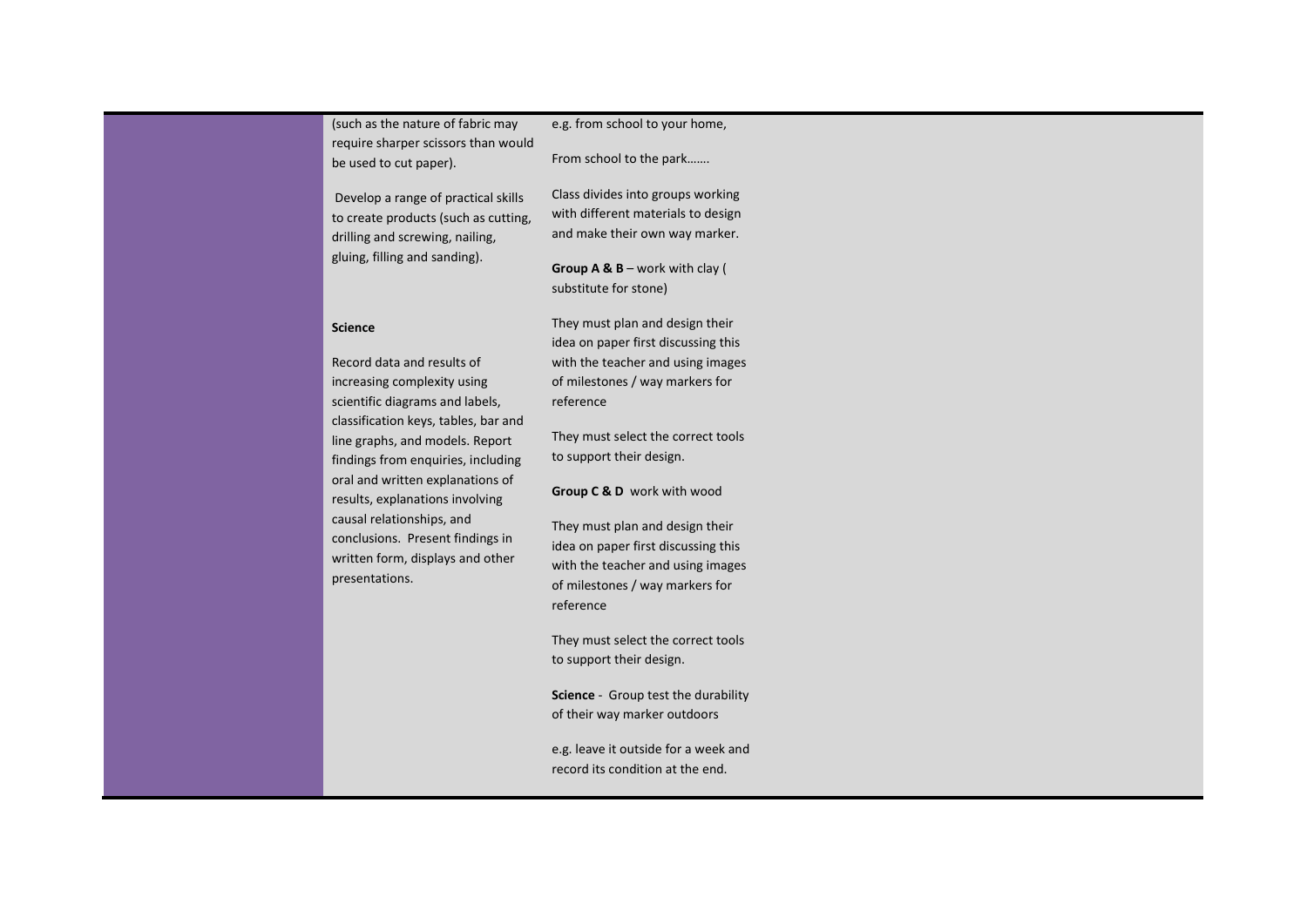| | | |
|---|---|---|
| | (such as the nature of fabric may require sharper scissors than would be used to cut paper).<br><br>Develop a range of practical skills to create products (such as cutting, drilling and screwing, nailing, gluing, filling and sanding).<br><br>**Science**<br><br>Record data and results of increasing complexity using scientific diagrams and labels, classification keys, tables, bar and line graphs, and models. Report findings from enquiries, including oral and written explanations of results, explanations involving causal relationships, and conclusions. Present findings in written form, displays and other presentations. | e.g. from school to your home,<br><br>From school to the park…….<br><br>Class divides into groups working with different materials to design and make their own way marker.<br><br>**Group A & B** – work with clay ( substitute for stone)<br><br>They must plan and design their idea on paper first discussing this with the teacher and using images of milestones / way markers for reference<br><br>They must select the correct tools to support their design.<br><br>**Group C & D** work with wood<br><br>They must plan and design their idea on paper first discussing this with the teacher and using images of milestones / way markers for reference<br><br>They must select the correct tools to support their design.<br><br>**Science** - Group test the durability of their way marker outdoors<br><br>e.g. leave it outside for a week and record its condition at the end. |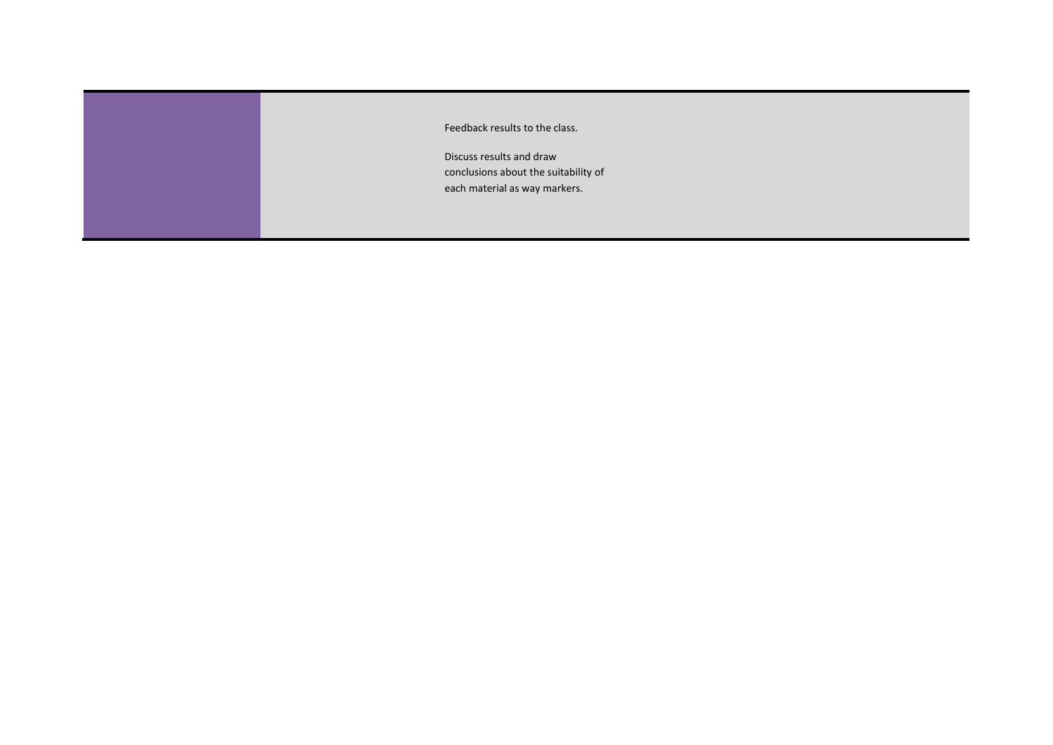Feedback results to the class.

Discuss results and draw conclusions about the suitability of each material as way markers.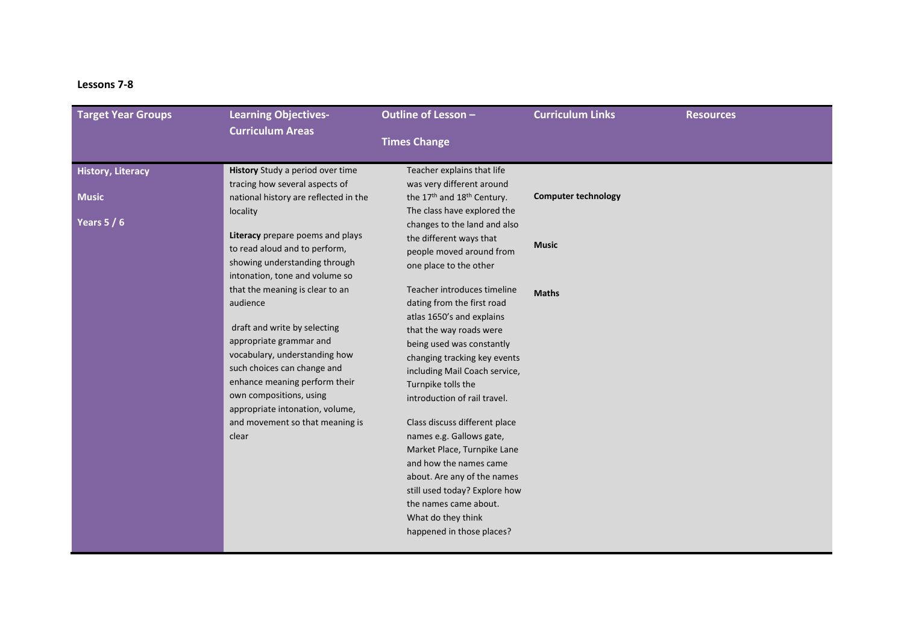**Lessons 7-8**

| Target Year Groups | Learning Objectives- Curriculum Areas | Outline of Lesson – Times Change | Curriculum Links | Resources |
|---|---|---|---|---|
| **History, Literacy**<br><br>**Music**<br><br>**Years 5 / 6** | **History** Study a period over time tracing how several aspects of national history are reflected in the locality<br><br>**Literacy** prepare poems and plays to read aloud and to perform, showing understanding through intonation, tone and volume so that the meaning is clear to an audience<br><br>draft and write by selecting appropriate grammar and vocabulary, understanding how such choices can change and enhance meaning perform their own compositions, using appropriate intonation, volume, and movement so that meaning is clear | Teacher explains that life was very different around the 17th and 18th Century. The class have explored the changes to the land and also the different ways that people moved around from one place to the other<br><br>Teacher introduces timeline dating from the first road atlas 1650's and explains that the way roads were being used was constantly changing tracking key events including Mail Coach service, Turnpike tolls the introduction of rail travel.<br><br>Class discuss different place names e.g. Gallows gate, Market Place, Turnpike Lane and how the names came about. Are any of the names still used today? Explore how the names came about. What do they think happened in those places? | **Computer technology**<br><br>**Music**<br><br>**Maths** | |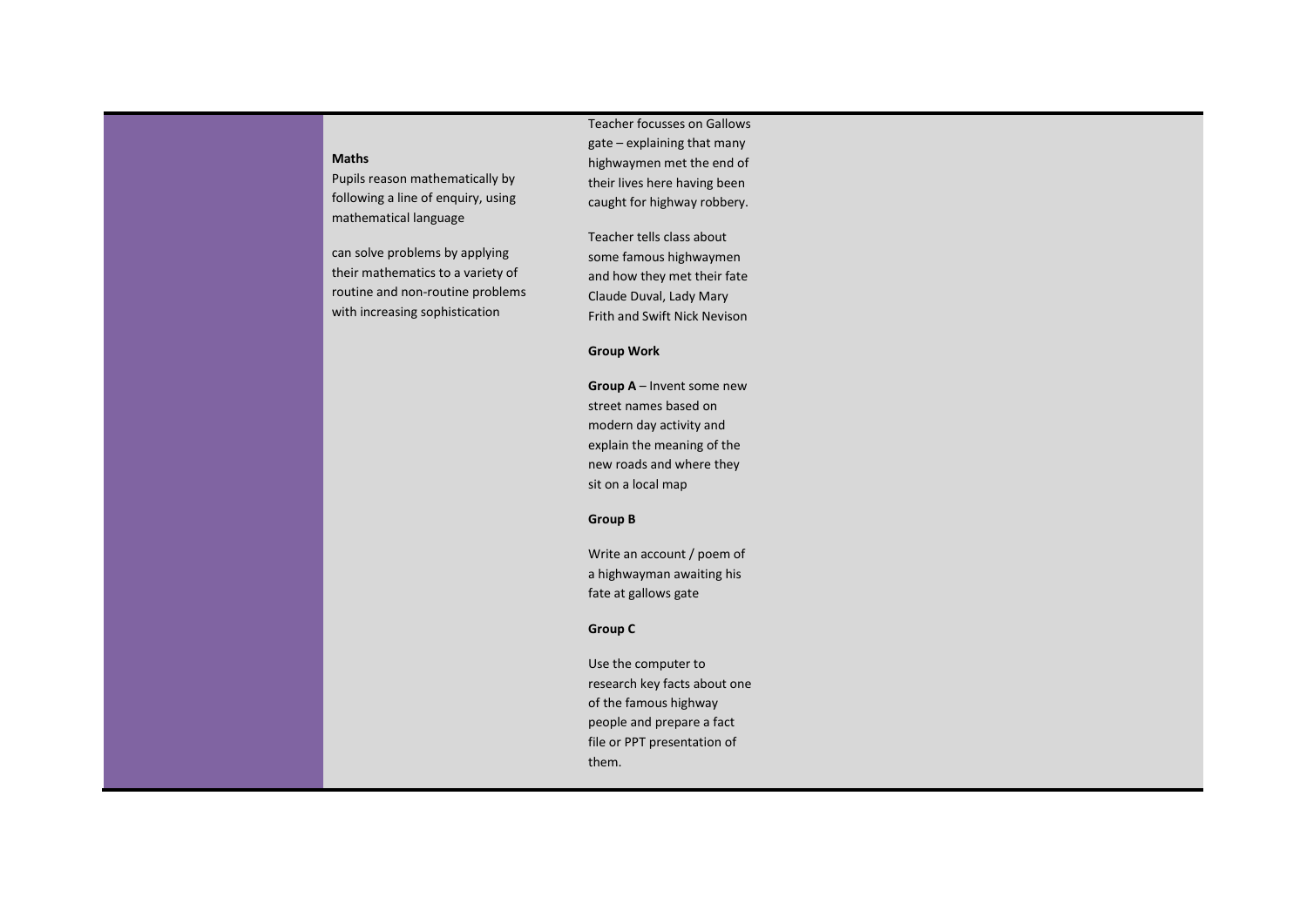| | | |
|---|---|---|
| | **Maths**<br>Pupils reason mathematically by following a line of enquiry, using mathematical language<br><br>can solve problems by applying their mathematics to a variety of routine and non-routine problems with increasing sophistication | Teacher focusses on Gallows gate – explaining that many highwaymen met the end of their lives here having been caught for highway robbery.<br><br>Teacher tells class about some famous highwaymen and how they met their fate Claude Duval, Lady Mary Frith and Swift Nick Nevison<br><br>**Group Work**<br><br>**Group A** – Invent some new street names based on modern day activity and explain the meaning of the new roads and where they sit on a local map<br><br>**Group B**<br><br>Write an account / poem of a highwayman awaiting his fate at gallows gate<br><br>**Group C**<br><br>Use the computer to research key facts about one of the famous highway people and prepare a fact file or PPT presentation of them. |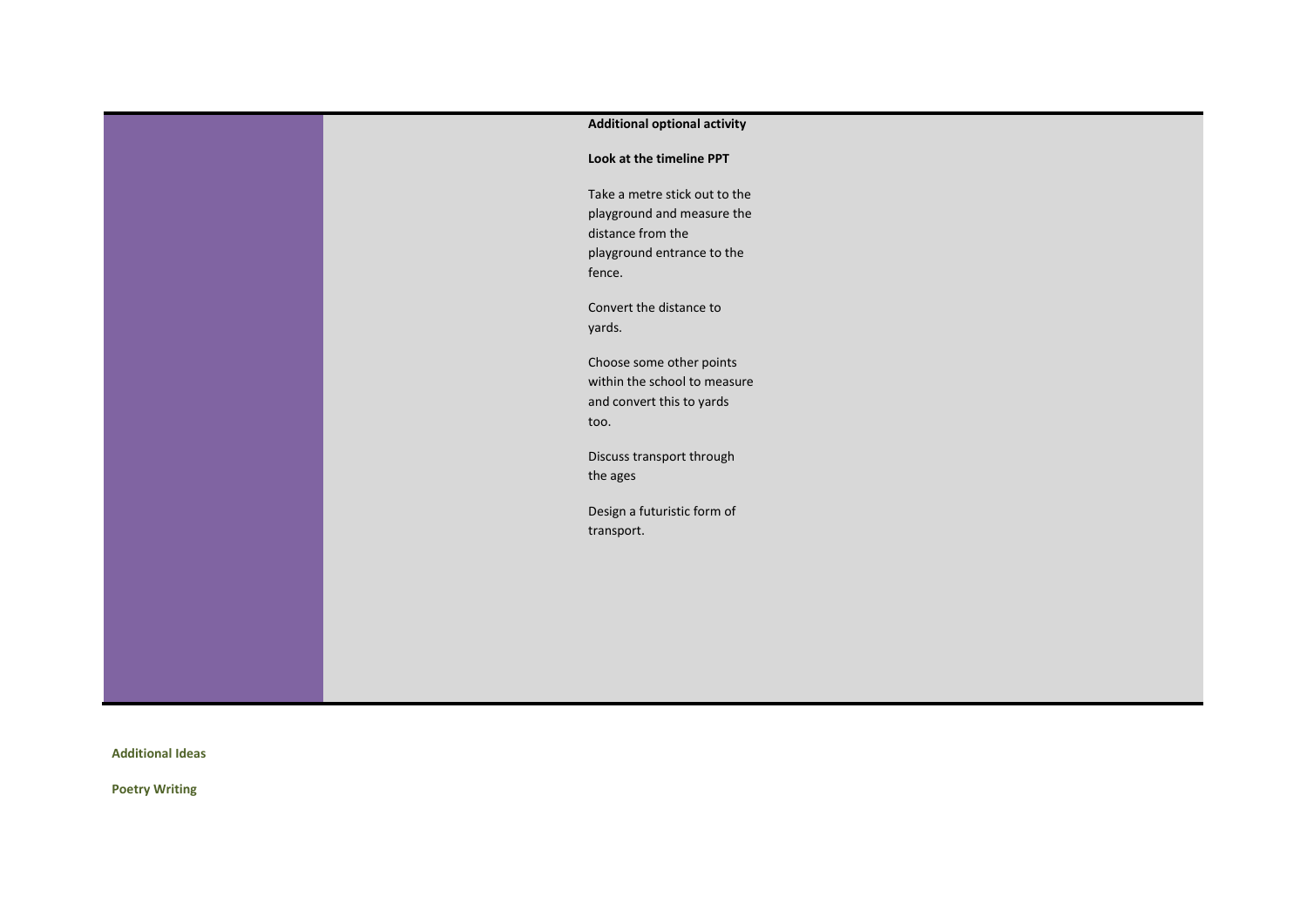| | |
|---|---|
| | **Additional optional activity**<br><br>**Look at the timeline PPT**<br><br>Take a metre stick out to the playground and measure the distance from the playground entrance to the fence.<br><br>Convert the distance to yards.<br><br>Choose some other points within the school to measure and convert this to yards too.<br><br>Discuss transport through the ages<br><br>Design a futuristic form of transport. |

**Additional Ideas**

**Poetry Writing**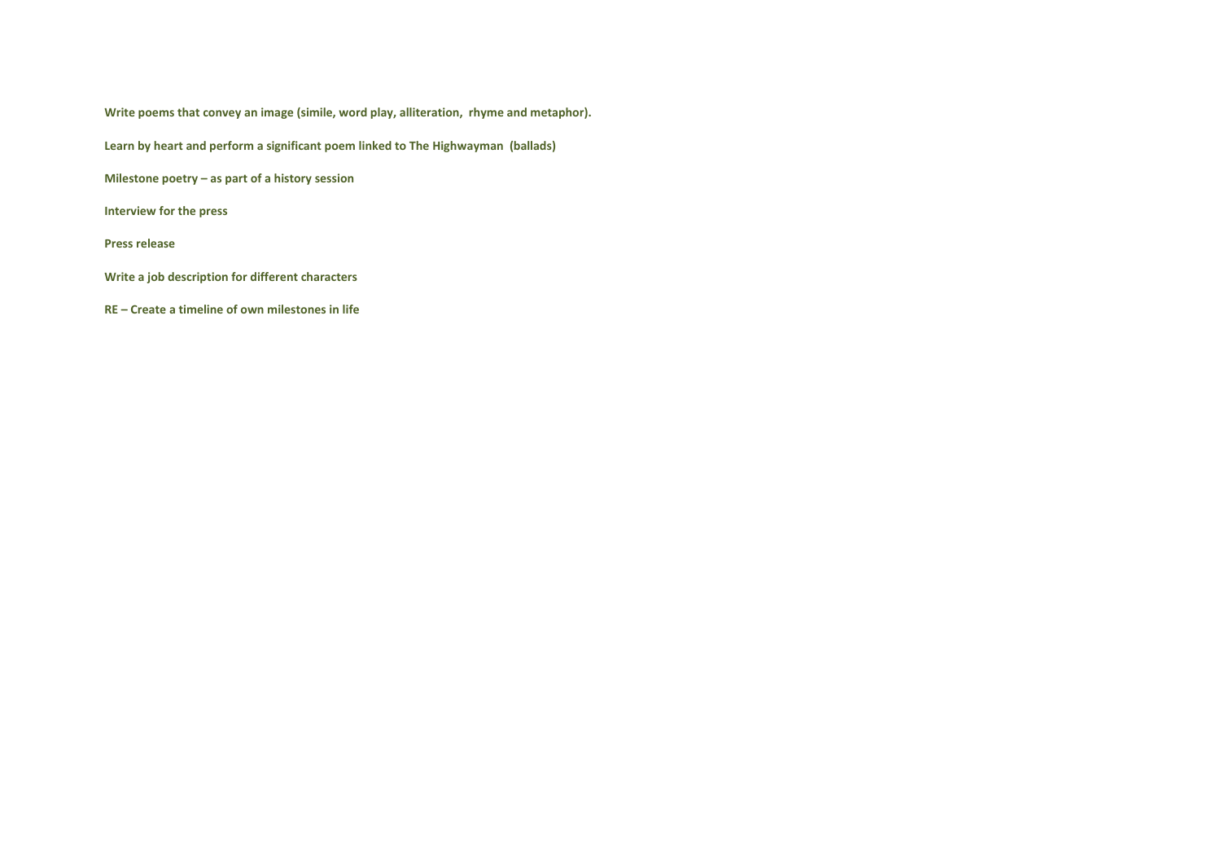**Write poems that convey an image (simile, word play, alliteration, rhyme and metaphor).**

**Learn by heart and perform a significant poem linked to The Highwayman (ballads)**

**Milestone poetry – as part of a history session**

**Interview for the press**

**Press release**

**Write a job description for different characters**

**RE – Create a timeline of own milestones in life**